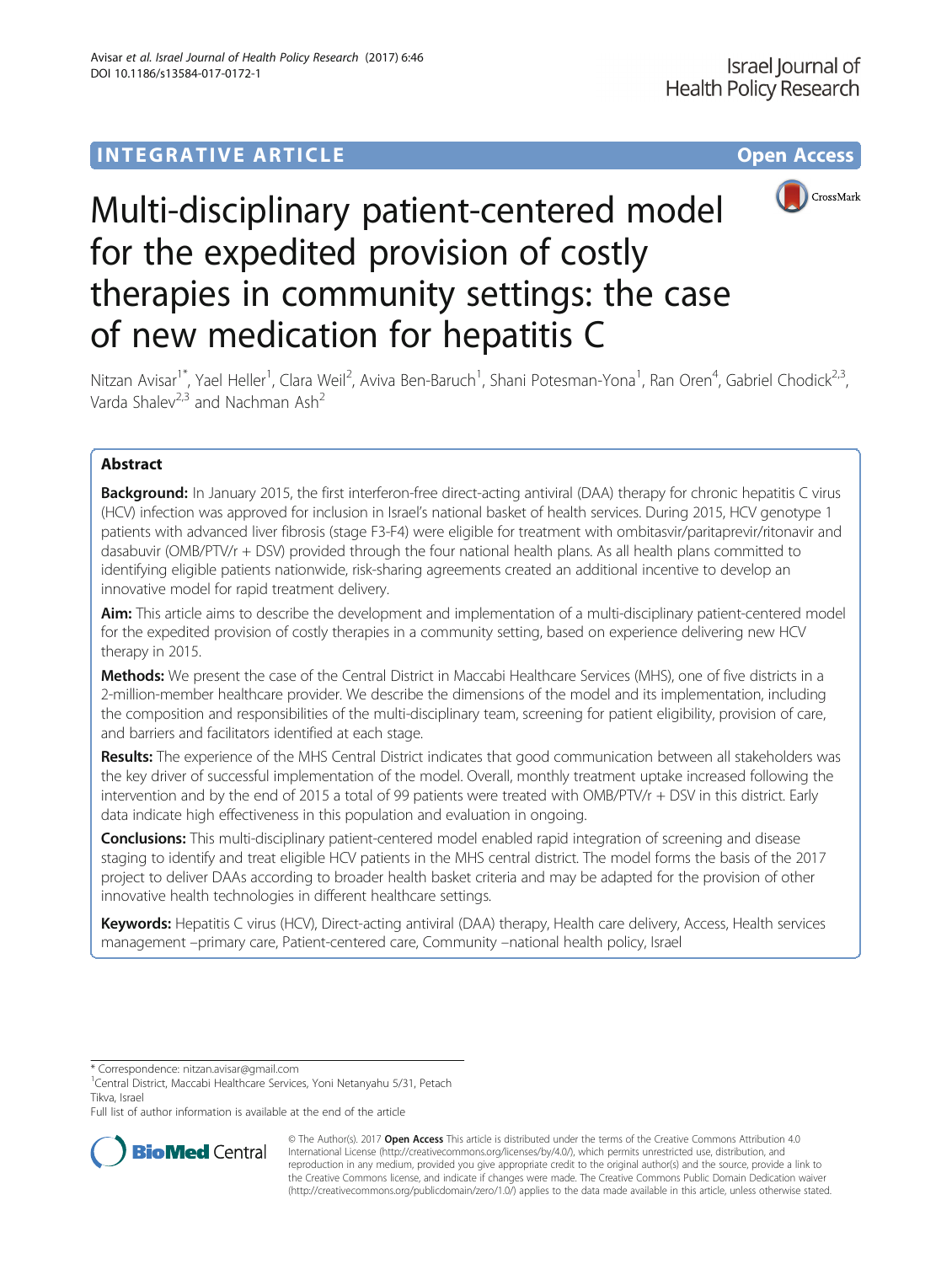INTEGRATIVE ARTICLE

Open Access

# Multi-disciplinary patient-centered model for the expedited provision of costly therapies in community settings: the case of new medication for hepatitis C

Nitzan Avisar[1*], Yael Heller[1], Clara Weil[2], Aviva Ben-Baruch[1], Shani Potesman-Yona[1], Ran Oren[4], Gabriel Chodick[2,3], Varda Shalev[2,3] and Nachman Ash[2]

## Abstract

**Background:** In January 2015, the first interferon-free direct-acting antiviral (DAA) therapy for chronic hepatitis C virus (HCV) infection was approved for inclusion in Israel's national basket of health services. During 2015, HCV genotype 1 patients with advanced liver fibrosis (stage F3-F4) were eligible for treatment with ombitasvir/paritaprevir/ritonavir and dasabuvir (OMB/PTV/r + DSV) provided through the four national health plans. As all health plans committed to identifying eligible patients nationwide, risk-sharing agreements created an additional incentive to develop an innovative model for rapid treatment delivery.

**Aim:** This article aims to describe the development and implementation of a multi-disciplinary patient-centered model for the expedited provision of costly therapies in a community setting, based on experience delivering new HCV therapy in 2015.

**Methods:** We present the case of the Central District in Maccabi Healthcare Services (MHS), one of five districts in a 2-million-member healthcare provider. We describe the dimensions of the model and its implementation, including the composition and responsibilities of the multi-disciplinary team, screening for patient eligibility, provision of care, and barriers and facilitators identified at each stage.

**Results:** The experience of the MHS Central District indicates that good communication between all stakeholders was the key driver of successful implementation of the model. Overall, monthly treatment uptake increased following the intervention and by the end of 2015 a total of 99 patients were treated with OMB/PTV/r + DSV in this district. Early data indicate high effectiveness in this population and evaluation in ongoing.

**Conclusions:** This multi-disciplinary patient-centered model enabled rapid integration of screening and disease staging to identify and treat eligible HCV patients in the MHS central district. The model forms the basis of the 2017 project to deliver DAAs according to broader health basket criteria and may be adapted for the provision of other innovative health technologies in different healthcare settings.

**Keywords:** Hepatitis C virus (HCV), Direct-acting antiviral (DAA) therapy, Health care delivery, Access, Health services management –primary care, Patient-centered care, Community –national health policy, Israel

---

\* Correspondence: nitzan.avisar@gmail.com

[1]Central District, Maccabi Healthcare Services, Yoni Netanyahu 5/31, Petach Tikva, Israel

Full list of author information is available at the end of the article

© The Author(s). 2017 **Open Access** This article is distributed under the terms of the Creative Commons Attribution 4.0 International License (http://creativecommons.org/licenses/by/4.0/), which permits unrestricted use, distribution, and reproduction in any medium, provided you give appropriate credit to the original author(s) and the source, provide a link to the Creative Commons license, and indicate if changes were made. The Creative Commons Public Domain Dedication waiver (http://creativecommons.org/publicdomain/zero/1.0/) applies to the data made available in this article, unless otherwise stated.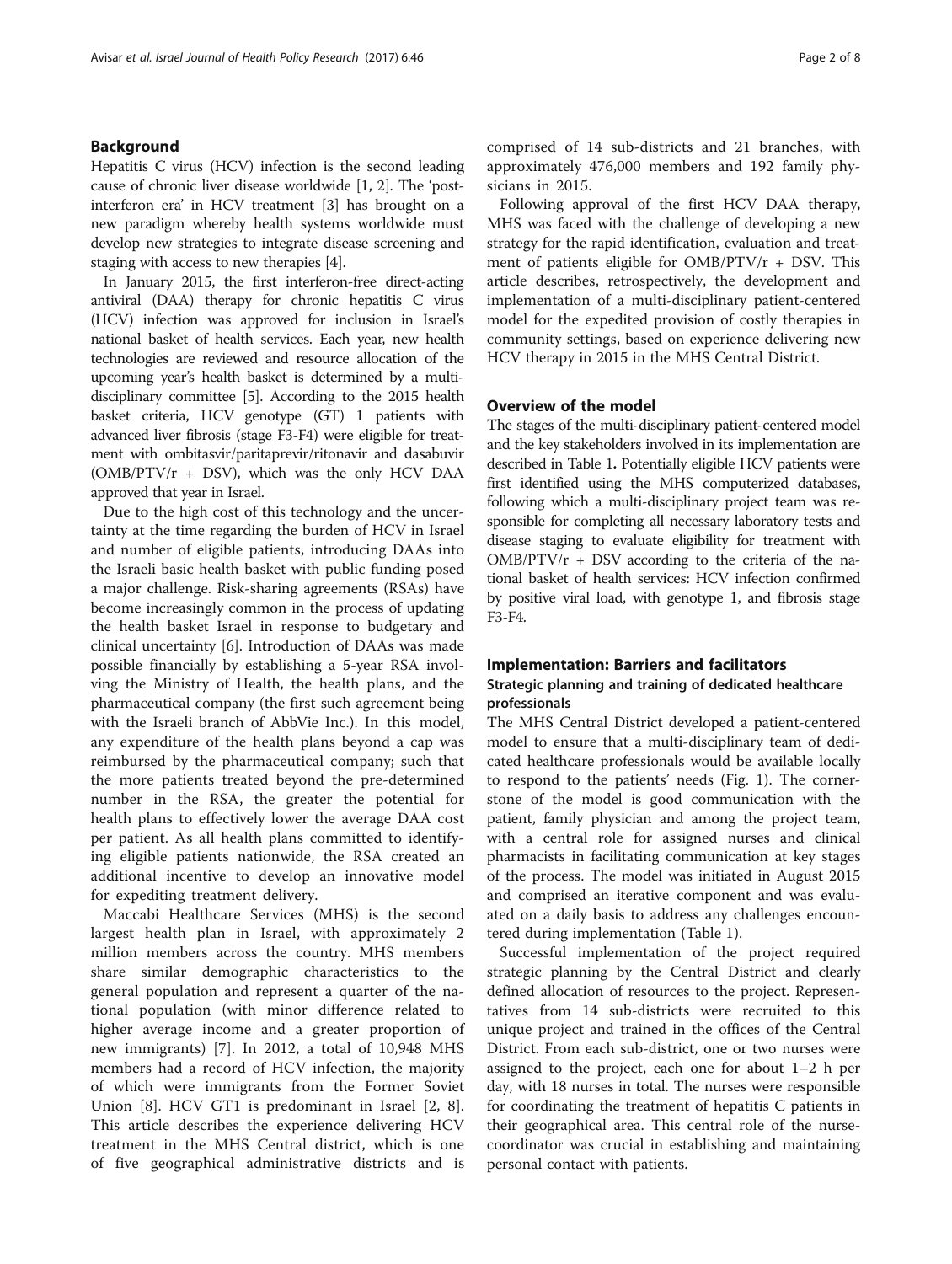## Background

Hepatitis C virus (HCV) infection is the second leading cause of chronic liver disease worldwide [1, 2]. The 'post-interferon era' in HCV treatment [3] has brought on a new paradigm whereby health systems worldwide must develop new strategies to integrate disease screening and staging with access to new therapies [4].

In January 2015, the first interferon-free direct-acting antiviral (DAA) therapy for chronic hepatitis C virus (HCV) infection was approved for inclusion in Israel's national basket of health services. Each year, new health technologies are reviewed and resource allocation of the upcoming year's health basket is determined by a multi-disciplinary committee [5]. According to the 2015 health basket criteria, HCV genotype (GT) 1 patients with advanced liver fibrosis (stage F3-F4) were eligible for treatment with ombitasvir/paritaprevir/ritonavir and dasabuvir (OMB/PTV/r + DSV), which was the only HCV DAA approved that year in Israel.

Due to the high cost of this technology and the uncertainty at the time regarding the burden of HCV in Israel and number of eligible patients, introducing DAAs into the Israeli basic health basket with public funding posed a major challenge. Risk-sharing agreements (RSAs) have become increasingly common in the process of updating the health basket Israel in response to budgetary and clinical uncertainty [6]. Introduction of DAAs was made possible financially by establishing a 5-year RSA involving the Ministry of Health, the health plans, and the pharmaceutical company (the first such agreement being with the Israeli branch of AbbVie Inc.). In this model, any expenditure of the health plans beyond a cap was reimbursed by the pharmaceutical company; such that the more patients treated beyond the pre-determined number in the RSA, the greater the potential for health plans to effectively lower the average DAA cost per patient. As all health plans committed to identifying eligible patients nationwide, the RSA created an additional incentive to develop an innovative model for expediting treatment delivery.

Maccabi Healthcare Services (MHS) is the second largest health plan in Israel, with approximately 2 million members across the country. MHS members share similar demographic characteristics to the general population and represent a quarter of the national population (with minor difference related to higher average income and a greater proportion of new immigrants) [7]. In 2012, a total of 10,948 MHS members had a record of HCV infection, the majority of which were immigrants from the Former Soviet Union [8]. HCV GT1 is predominant in Israel [2, 8]. This article describes the experience delivering HCV treatment in the MHS Central district, which is one of five geographical administrative districts and is comprised of 14 sub-districts and 21 branches, with approximately 476,000 members and 192 family physicians in 2015.

Following approval of the first HCV DAA therapy, MHS was faced with the challenge of developing a new strategy for the rapid identification, evaluation and treatment of patients eligible for OMB/PTV/r + DSV. This article describes, retrospectively, the development and implementation of a multi-disciplinary patient-centered model for the expedited provision of costly therapies in community settings, based on experience delivering new HCV therapy in 2015 in the MHS Central District.

## Overview of the model

The stages of the multi-disciplinary patient-centered model and the key stakeholders involved in its implementation are described in Table 1**.** Potentially eligible HCV patients were first identified using the MHS computerized databases, following which a multi-disciplinary project team was responsible for completing all necessary laboratory tests and disease staging to evaluate eligibility for treatment with OMB/PTV/r + DSV according to the criteria of the national basket of health services: HCV infection confirmed by positive viral load, with genotype 1, and fibrosis stage F3-F4.

## Implementation: Barriers and facilitators

### Strategic planning and training of dedicated healthcare professionals

The MHS Central District developed a patient-centered model to ensure that a multi-disciplinary team of dedicated healthcare professionals would be available locally to respond to the patients' needs (Fig. 1). The cornerstone of the model is good communication with the patient, family physician and among the project team, with a central role for assigned nurses and clinical pharmacists in facilitating communication at key stages of the process. The model was initiated in August 2015 and comprised an iterative component and was evaluated on a daily basis to address any challenges encountered during implementation (Table 1).

Successful implementation of the project required strategic planning by the Central District and clearly defined allocation of resources to the project. Representatives from 14 sub-districts were recruited to this unique project and trained in the offices of the Central District. From each sub-district, one or two nurses were assigned to the project, each one for about 1–2 h per day, with 18 nurses in total. The nurses were responsible for coordinating the treatment of hepatitis C patients in their geographical area. This central role of the nurse-coordinator was crucial in establishing and maintaining personal contact with patients.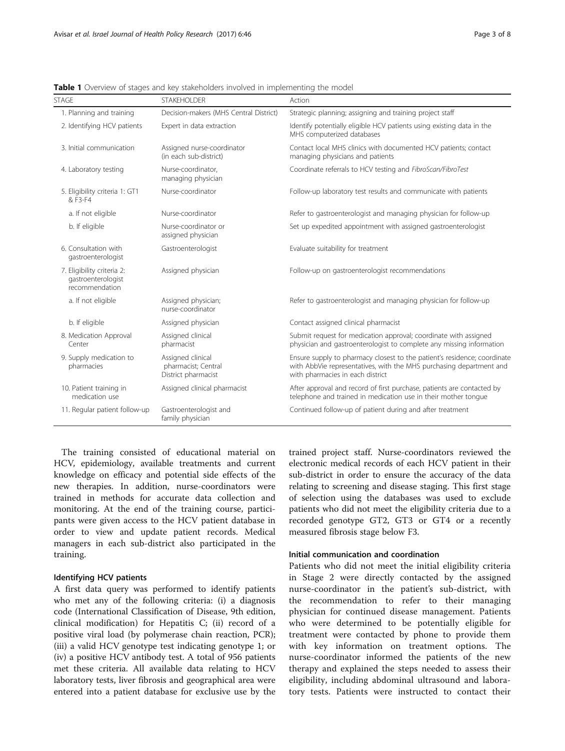**Table 1** Overview of stages and key stakeholders involved in implementing the model

| STAGE | STAKEHOLDER | Action |
| --- | --- | --- |
| 1. Planning and training | Decision-makers (MHS Central District) | Strategic planning; assigning and training project staff |
| 2. Identifying HCV patients | Expert in data extraction | Identify potentially eligible HCV patients using existing data in the MHS computerized databases |
| 3. Initial communication | Assigned nurse-coordinator (in each sub-district) | Contact local MHS clinics with documented HCV patients; contact managing physicians and patients |
| 4. Laboratory testing | Nurse-coordinator, managing physician | Coordinate referrals to HCV testing and *FibroScan/FibroTest* |
| 5. Eligibility criteria 1: GT1 & F3-F4 | Nurse-coordinator | Follow-up laboratory test results and communicate with patients |
| a. If not eligible | Nurse-coordinator | Refer to gastroenterologist and managing physician for follow-up |
| b. If eligible | Nurse-coordinator or assigned physician | Set up expedited appointment with assigned gastroenterologist |
| 6. Consultation with gastroenterologist | Gastroenterologist | Evaluate suitability for treatment |
| 7. Eligibility criteria 2: gastroenterologist recommendation | Assigned physician | Follow-up on gastroenterologist recommendations |
| a. If not eligible | Assigned physician; nurse-coordinator | Refer to gastroenterologist and managing physician for follow-up |
| b. If eligible | Assigned physician | Contact assigned clinical pharmacist |
| 8. Medication Approval Center | Assigned clinical pharmacist | Submit request for medication approval; coordinate with assigned physician and gastroenterologist to complete any missing information |
| 9. Supply medication to pharmacies | Assigned clinical pharmacist; Central District pharmacist | Ensure supply to pharmacy closest to the patient's residence; coordinate with AbbVie representatives, with the MHS purchasing department and with pharmacies in each district |
| 10. Patient training in medication use | Assigned clinical pharmacist | After approval and record of first purchase, patients are contacted by telephone and trained in medication use in their mother tongue |
| 11. Regular patient follow-up | Gastroenterologist and family physician | Continued follow-up of patient during and after treatment |

The training consisted of educational material on HCV, epidemiology, available treatments and current knowledge on efficacy and potential side effects of the new therapies. In addition, nurse-coordinators were trained in methods for accurate data collection and monitoring. At the end of the training course, participants were given access to the HCV patient database in order to view and update patient records. Medical managers in each sub-district also participated in the training.

### Identifying HCV patients

A first data query was performed to identify patients who met any of the following criteria: (i) a diagnosis code (International Classification of Disease, 9th edition, clinical modification) for Hepatitis C; (ii) record of a positive viral load (by polymerase chain reaction, PCR); (iii) a valid HCV genotype test indicating genotype 1; or (iv) a positive HCV antibody test. A total of 956 patients met these criteria. All available data relating to HCV laboratory tests, liver fibrosis and geographical area were entered into a patient database for exclusive use by the trained project staff. Nurse-coordinators reviewed the electronic medical records of each HCV patient in their sub-district in order to ensure the accuracy of the data relating to screening and disease staging. This first stage of selection using the databases was used to exclude patients who did not meet the eligibility criteria due to a recorded genotype GT2, GT3 or GT4 or a recently measured fibrosis stage below F3.

### Initial communication and coordination

Patients who did not meet the initial eligibility criteria in Stage 2 were directly contacted by the assigned nurse-coordinator in the patient's sub-district, with the recommendation to refer to their managing physician for continued disease management. Patients who were determined to be potentially eligible for treatment were contacted by phone to provide them with key information on treatment options. The nurse-coordinator informed the patients of the new therapy and explained the steps needed to assess their eligibility, including abdominal ultrasound and laboratory tests. Patients were instructed to contact their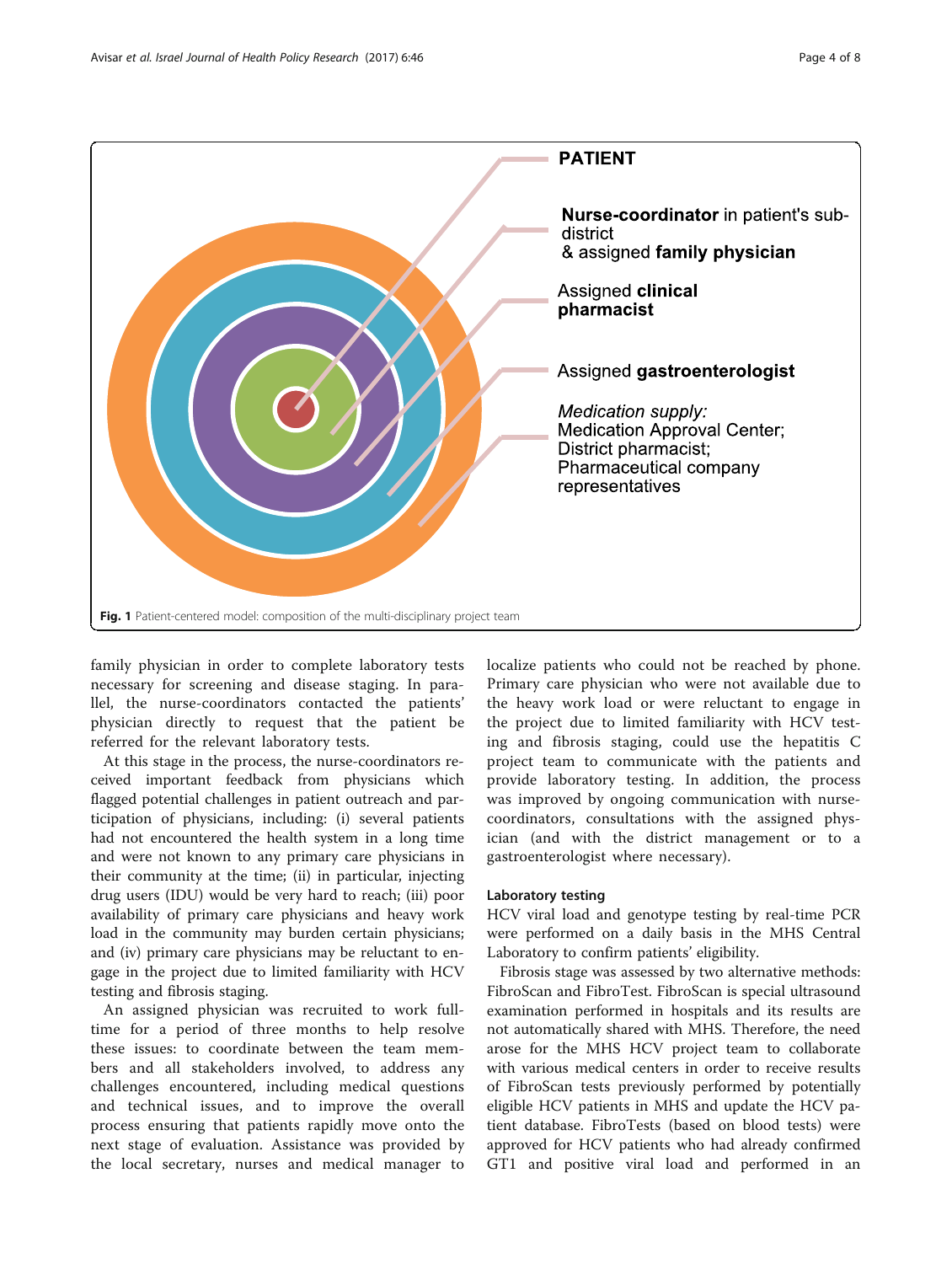PATIENT

**Nurse-coordinator** in patient's sub-district
& assigned **family physician**

Assigned **clinical pharmacist**

Assigned **gastroenterologist**

*Medication supply:*
Medication Approval Center;
District pharmacist;
Pharmaceutical company representatives

**Fig. 1** Patient-centered model: composition of the multi-disciplinary project team

family physician in order to complete laboratory tests necessary for screening and disease staging. In parallel, the nurse-coordinators contacted the patients' physician directly to request that the patient be referred for the relevant laboratory tests.

At this stage in the process, the nurse-coordinators received important feedback from physicians which flagged potential challenges in patient outreach and participation of physicians, including: (i) several patients had not encountered the health system in a long time and were not known to any primary care physicians in their community at the time; (ii) in particular, injecting drug users (IDU) would be very hard to reach; (iii) poor availability of primary care physicians and heavy work load in the community may burden certain physicians; and (iv) primary care physicians may be reluctant to engage in the project due to limited familiarity with HCV testing and fibrosis staging.

An assigned physician was recruited to work full-time for a period of three months to help resolve these issues: to coordinate between the team members and all stakeholders involved, to address any challenges encountered, including medical questions and technical issues, and to improve the overall process ensuring that patients rapidly move onto the next stage of evaluation. Assistance was provided by the local secretary, nurses and medical manager to localize patients who could not be reached by phone. Primary care physician who were not available due to the heavy work load or were reluctant to engage in the project due to limited familiarity with HCV testing and fibrosis staging, could use the hepatitis C project team to communicate with the patients and provide laboratory testing. In addition, the process was improved by ongoing communication with nurse-coordinators, consultations with the assigned physician (and with the district management or to a gastroenterologist where necessary).

### Laboratory testing

HCV viral load and genotype testing by real-time PCR were performed on a daily basis in the MHS Central Laboratory to confirm patients' eligibility.

Fibrosis stage was assessed by two alternative methods: FibroScan and FibroTest. FibroScan is special ultrasound examination performed in hospitals and its results are not automatically shared with MHS. Therefore, the need arose for the MHS HCV project team to collaborate with various medical centers in order to receive results of FibroScan tests previously performed by potentially eligible HCV patients in MHS and update the HCV patient database. FibroTests (based on blood tests) were approved for HCV patients who had already confirmed GT1 and positive viral load and performed in an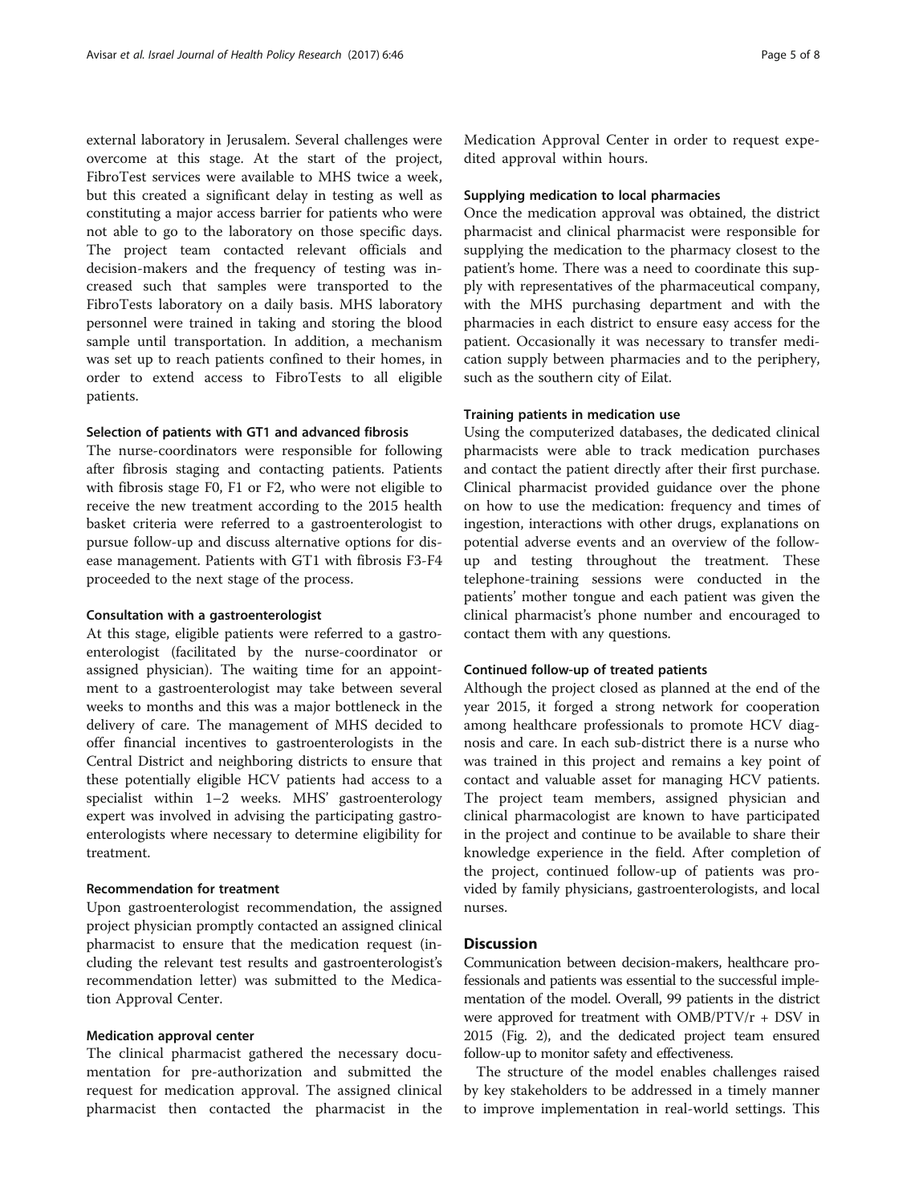external laboratory in Jerusalem. Several challenges were overcome at this stage. At the start of the project, FibroTest services were available to MHS twice a week, but this created a significant delay in testing as well as constituting a major access barrier for patients who were not able to go to the laboratory on those specific days. The project team contacted relevant officials and decision-makers and the frequency of testing was increased such that samples were transported to the FibroTests laboratory on a daily basis. MHS laboratory personnel were trained in taking and storing the blood sample until transportation. In addition, a mechanism was set up to reach patients confined to their homes, in order to extend access to FibroTests to all eligible patients.

#### Selection of patients with GT1 and advanced fibrosis

The nurse-coordinators were responsible for following after fibrosis staging and contacting patients. Patients with fibrosis stage F0, F1 or F2, who were not eligible to receive the new treatment according to the 2015 health basket criteria were referred to a gastroenterologist to pursue follow-up and discuss alternative options for disease management. Patients with GT1 with fibrosis F3-F4 proceeded to the next stage of the process.

#### Consultation with a gastroenterologist

At this stage, eligible patients were referred to a gastroenterologist (facilitated by the nurse-coordinator or assigned physician). The waiting time for an appointment to a gastroenterologist may take between several weeks to months and this was a major bottleneck in the delivery of care. The management of MHS decided to offer financial incentives to gastroenterologists in the Central District and neighboring districts to ensure that these potentially eligible HCV patients had access to a specialist within 1–2 weeks. MHS' gastroenterology expert was involved in advising the participating gastroenterologists where necessary to determine eligibility for treatment.

#### Recommendation for treatment

Upon gastroenterologist recommendation, the assigned project physician promptly contacted an assigned clinical pharmacist to ensure that the medication request (including the relevant test results and gastroenterologist's recommendation letter) was submitted to the Medication Approval Center.

#### Medication approval center

The clinical pharmacist gathered the necessary documentation for pre-authorization and submitted the request for medication approval. The assigned clinical pharmacist then contacted the pharmacist in the Medication Approval Center in order to request expedited approval within hours.

#### Supplying medication to local pharmacies

Once the medication approval was obtained, the district pharmacist and clinical pharmacist were responsible for supplying the medication to the pharmacy closest to the patient's home. There was a need to coordinate this supply with representatives of the pharmaceutical company, with the MHS purchasing department and with the pharmacies in each district to ensure easy access for the patient. Occasionally it was necessary to transfer medication supply between pharmacies and to the periphery, such as the southern city of Eilat.

#### Training patients in medication use

Using the computerized databases, the dedicated clinical pharmacists were able to track medication purchases and contact the patient directly after their first purchase. Clinical pharmacist provided guidance over the phone on how to use the medication: frequency and times of ingestion, interactions with other drugs, explanations on potential adverse events and an overview of the follow-up and testing throughout the treatment. These telephone-training sessions were conducted in the patients' mother tongue and each patient was given the clinical pharmacist's phone number and encouraged to contact them with any questions.

#### Continued follow-up of treated patients

Although the project closed as planned at the end of the year 2015, it forged a strong network for cooperation among healthcare professionals to promote HCV diagnosis and care. In each sub-district there is a nurse who was trained in this project and remains a key point of contact and valuable asset for managing HCV patients. The project team members, assigned physician and clinical pharmacologist are known to have participated in the project and continue to be available to share their knowledge experience in the field. After completion of the project, continued follow-up of patients was provided by family physicians, gastroenterologists, and local nurses.

## Discussion

Communication between decision-makers, healthcare professionals and patients was essential to the successful implementation of the model. Overall, 99 patients in the district were approved for treatment with OMB/PTV/r + DSV in 2015 (Fig. 2), and the dedicated project team ensured follow-up to monitor safety and effectiveness.

The structure of the model enables challenges raised by key stakeholders to be addressed in a timely manner to improve implementation in real-world settings. This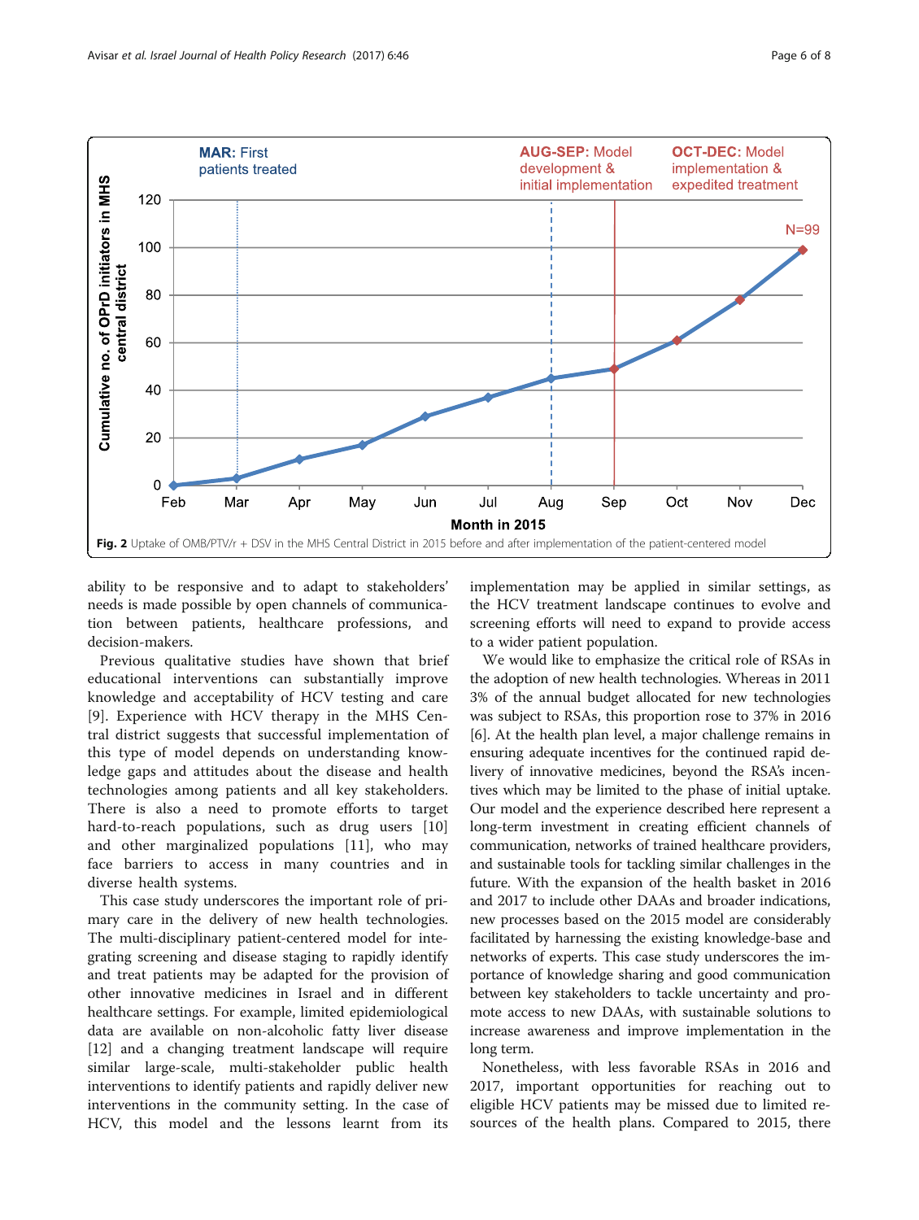MAR: First patients treated

AUG-SEP: Model development & initial implementation

OCT-DEC: Model implementation & expedited treatment

N=99

Cumulative no. of OPrD initiators in MHS central district

120
100
80
60
40
20
0

Feb Mar Apr May Jun Jul Aug Sep Oct Nov Dec

Month in 2015

**Fig. 2** Uptake of OMB/PTV/r + DSV in the MHS Central District in 2015 before and after implementation of the patient-centered model

ability to be responsive and to adapt to stakeholders' needs is made possible by open channels of communication between patients, healthcare professions, and decision-makers.

Previous qualitative studies have shown that brief educational interventions can substantially improve knowledge and acceptability of HCV testing and care [9]. Experience with HCV therapy in the MHS Central district suggests that successful implementation of this type of model depends on understanding knowledge gaps and attitudes about the disease and health technologies among patients and all key stakeholders. There is also a need to promote efforts to target hard-to-reach populations, such as drug users [10] and other marginalized populations [11], who may face barriers to access in many countries and in diverse health systems.

This case study underscores the important role of primary care in the delivery of new health technologies. The multi-disciplinary patient-centered model for integrating screening and disease staging to rapidly identify and treat patients may be adapted for the provision of other innovative medicines in Israel and in different healthcare settings. For example, limited epidemiological data are available on non-alcoholic fatty liver disease [12] and a changing treatment landscape will require similar large-scale, multi-stakeholder public health interventions to identify patients and rapidly deliver new interventions in the community setting. In the case of HCV, this model and the lessons learnt from its implementation may be applied in similar settings, as the HCV treatment landscape continues to evolve and screening efforts will need to expand to provide access to a wider patient population.

We would like to emphasize the critical role of RSAs in the adoption of new health technologies. Whereas in 2011 3% of the annual budget allocated for new technologies was subject to RSAs, this proportion rose to 37% in 2016 [6]. At the health plan level, a major challenge remains in ensuring adequate incentives for the continued rapid delivery of innovative medicines, beyond the RSA's incentives which may be limited to the phase of initial uptake. Our model and the experience described here represent a long-term investment in creating efficient channels of communication, networks of trained healthcare providers, and sustainable tools for tackling similar challenges in the future. With the expansion of the health basket in 2016 and 2017 to include other DAAs and broader indications, new processes based on the 2015 model are considerably facilitated by harnessing the existing knowledge-base and networks of experts. This case study underscores the importance of knowledge sharing and good communication between key stakeholders to tackle uncertainty and promote access to new DAAs, with sustainable solutions to increase awareness and improve implementation in the long term.

Nonetheless, with less favorable RSAs in 2016 and 2017, important opportunities for reaching out to eligible HCV patients may be missed due to limited resources of the health plans. Compared to 2015, there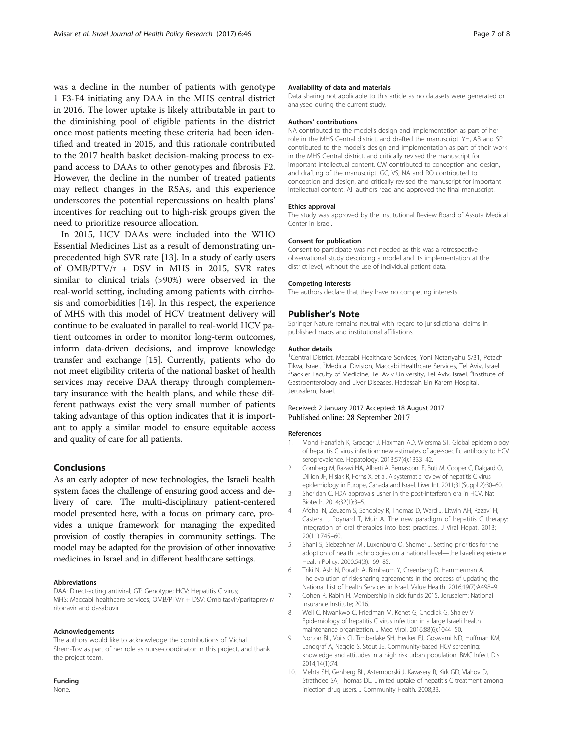was a decline in the number of patients with genotype 1 F3-F4 initiating any DAA in the MHS central district in 2016. The lower uptake is likely attributable in part to the diminishing pool of eligible patients in the district once most patients meeting these criteria had been identified and treated in 2015, and this rationale contributed to the 2017 health basket decision-making process to expand access to DAAs to other genotypes and fibrosis F2. However, the decline in the number of treated patients may reflect changes in the RSAs, and this experience underscores the potential repercussions on health plans' incentives for reaching out to high-risk groups given the need to prioritize resource allocation.

In 2015, HCV DAAs were included into the WHO Essential Medicines List as a result of demonstrating unprecedented high SVR rate [13]. In a study of early users of OMB/PTV/r + DSV in MHS in 2015, SVR rates similar to clinical trials (>90%) were observed in the real-world setting, including among patients with cirrhosis and comorbidities [14]. In this respect, the experience of MHS with this model of HCV treatment delivery will continue to be evaluated in parallel to real-world HCV patient outcomes in order to monitor long-term outcomes, inform data-driven decisions, and improve knowledge transfer and exchange [15]. Currently, patients who do not meet eligibility criteria of the national basket of health services may receive DAA therapy through complementary insurance with the health plans, and while these different pathways exist the very small number of patients taking advantage of this option indicates that it is important to apply a similar model to ensure equitable access and quality of care for all patients.

## Conclusions

As an early adopter of new technologies, the Israeli health system faces the challenge of ensuring good access and delivery of care. The multi-disciplinary patient-centered model presented here, with a focus on primary care, provides a unique framework for managing the expedited provision of costly therapies in community settings. The model may be adapted for the provision of other innovative medicines in Israel and in different healthcare settings.

#### Abbreviations

DAA: Direct-acting antiviral; GT: Genotype; HCV: Hepatitis C virus; MHS: Maccabi healthcare services; OMB/PTV/r + DSV: Ombitasvir/paritaprevir/ritonavir and dasabuvir

#### Acknowledgements

The authors would like to acknowledge the contributions of Michal Shem-Tov as part of her role as nurse-coordinator in this project, and thank the project team.

#### Funding

None.

#### Availability of data and materials

Data sharing not applicable to this article as no datasets were generated or analysed during the current study.

#### Authors' contributions

NA contributed to the model's design and implementation as part of her role in the MHS Central district, and drafted the manuscript. YH, AB and SP contributed to the model's design and implementation as part of their work in the MHS Central district, and critically revised the manuscript for important intellectual content. CW contributed to conception and design, and drafting of the manuscript. GC, VS, NA and RO contributed to conception and design, and critically revised the manuscript for important intellectual content. All authors read and approved the final manuscript.

#### Ethics approval

The study was approved by the Institutional Review Board of Assuta Medical Center in Israel.

#### Consent for publication

Consent to participate was not needed as this was a retrospective observational study describing a model and its implementation at the district level, without the use of individual patient data.

#### Competing interests

The authors declare that they have no competing interests.

## Publisher's Note

Springer Nature remains neutral with regard to jurisdictional claims in published maps and institutional affiliations.

#### Author details

[1]Central District, Maccabi Healthcare Services, Yoni Netanyahu 5/31, Petach Tikva, Israel. [2]Medical Division, Maccabi Healthcare Services, Tel Aviv, Israel. [3]Sackler Faculty of Medicine, Tel Aviv University, Tel Aviv, Israel. [4]Institute of Gastroenterology and Liver Diseases, Hadassah Ein Karem Hospital, Jerusalem, Israel.

Received: 2 January 2017 Accepted: 18 August 2017
Published online: 28 September 2017

#### References

1. Mohd Hanafiah K, Groeger J, Flaxman AD, Wiersma ST. Global epidemiology of hepatitis C virus infection: new estimates of age-specific antibody to HCV seroprevalence. Hepatology. 2013;57(4):1333–42.
2. Cornberg M, Razavi HA, Alberti A, Bernasconi E, Buti M, Cooper C, Dalgard O, Dillion JF, Flisiak R, Forns X, et al. A systematic review of hepatitis C virus epidemiology in Europe, Canada and Israel. Liver Int. 2011;31(Suppl 2):30–60.
3. Sheridan C. FDA approvals usher in the post-interferon era in HCV. Nat Biotech. 2014;32(1):3–5.
4. Afdhal N, Zeuzem S, Schooley R, Thomas D, Ward J, Litwin AH, Razavi H, Castera L, Poynard T, Muir A. The new paradigm of hepatitis C therapy: integration of oral therapies into best practices. J Viral Hepat. 2013; 20(11):745–60.
5. Shani S, Siebzehner MI, Luxenburg O, Shemer J. Setting priorities for the adoption of health technologies on a national level—the Israeli experience. Health Policy. 2000;54(3):169–85.
6. Triki N, Ash N, Porath A, Birnbaum Y, Greenberg D, Hammerman A. The evolution of risk-sharing agreements in the process of updating the National List of health Services in Israel. Value Health. 2016;19(7):A498–9.
7. Cohen R, Rabin H. Membership in sick funds 2015. Jerusalem: National Insurance Institute; 2016.
8. Weil C, Nwankwo C, Friedman M, Kenet G, Chodick G, Shalev V. Epidemiology of hepatitis C virus infection in a large Israeli health maintenance organization. J Med Virol. 2016;88(6):1044–50.
9. Norton BL, Voils CI, Timberlake SH, Hecker EJ, Goswami ND, Huffman KM, Landgraf A, Naggie S, Stout JE. Community-based HCV screening: knowledge and attitudes in a high risk urban population. BMC Infect Dis. 2014;14(1):74.
10. Mehta SH, Genberg BL, Astemborski J, Kavasery R, Kirk GD, Vlahov D, Strathdee SA, Thomas DL. Limited uptake of hepatitis C treatment among injection drug users. J Community Health. 2008;33.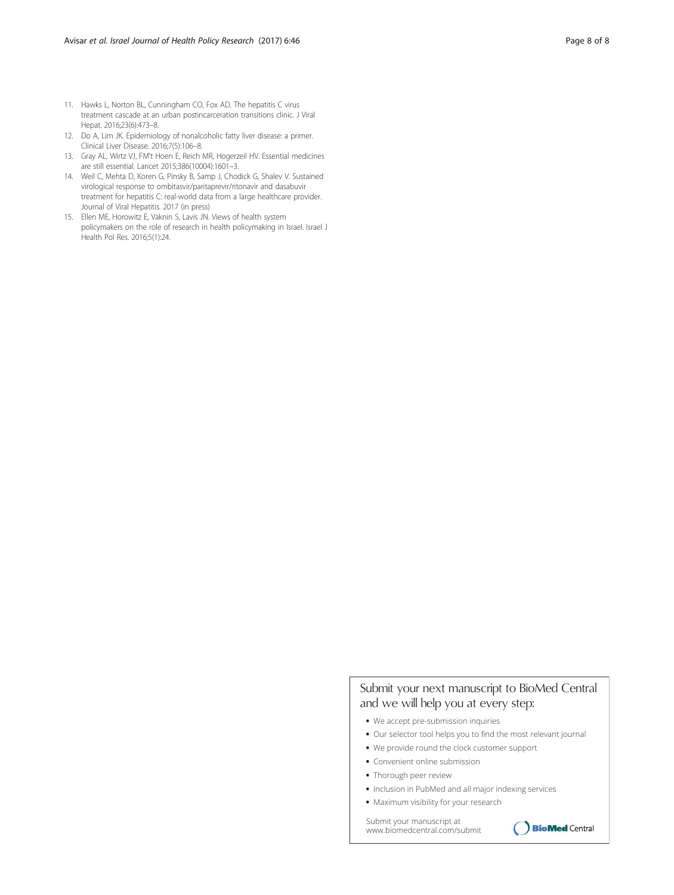11. Hawks L, Norton BL, Cunningham CO, Fox AD. The hepatitis C virus treatment cascade at an urban postincarceration transitions clinic. J Viral Hepat. 2016;23(6):473–8.
12. Do A, Lim JK. Epidemiology of nonalcoholic fatty liver disease: a primer. Clinical Liver Disease. 2016;7(5):106–8.
13. Gray AL, Wirtz VJ, FM't Hoen E, Reich MR, Hogerzeil HV. Essential medicines are still essential. Lancet 2015;386(10004):1601–3.
14. Weil C, Mehta D, Koren G, Pinsky B, Samp J, Chodick G, Shalev V. Sustained virological response to ombitasvir/paritaprevir/ritonavir and dasabuvir treatment for hepatitis C: real-world data from a large healthcare provider. Journal of Viral Hepatitis. 2017 (in press)
15. Ellen ME, Horowitz E, Vaknin S, Lavis JN. Views of health system policymakers on the role of research in health policymaking in Israel. Israel J Health Pol Res. 2016;5(1):24.

Submit your next manuscript to BioMed Central and we will help you at every step:

- We accept pre-submission inquiries
- Our selector tool helps you to find the most relevant journal
- We provide round the clock customer support
- Convenient online submission
- Thorough peer review
- Inclusion in PubMed and all major indexing services
- Maximum visibility for your research

Submit your manuscript at www.biomedcentral.com/submit

BioMed Central